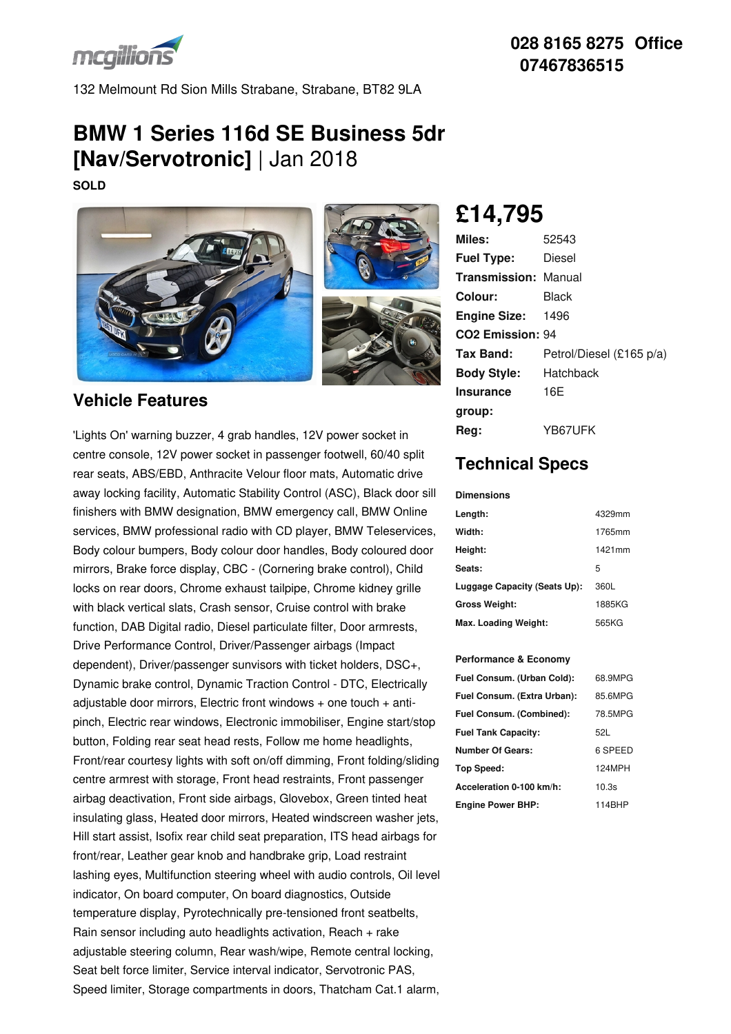028 8165 8275 Office
07467836515

132 Melmount Rd Sion Mills Strabane, Strabane, BT82 9LA

# BMW 1 Series 116d SE Business 5dr [Nav/Servotronic] | Jan 2018

**SOLD**

## £14,795

| | |
|---|---|
| **Miles:** | 52543 |
| **Fuel Type:** | Diesel |
| **Transmission:** | Manual |
| **Colour:** | Black |
| **Engine Size:** | 1496 |
| **CO2 Emission:** | 94 |
| **Tax Band:** | Petrol/Diesel (£165 p/a) |
| **Body Style:** | Hatchback |
| **Insurance group:** | 16E |
| **Reg:** | YB67UFK |

## Vehicle Features

'Lights On' warning buzzer, 4 grab handles, 12V power socket in centre console, 12V power socket in passenger footwell, 60/40 split rear seats, ABS/EBD, Anthracite Velour floor mats, Automatic drive away locking facility, Automatic Stability Control (ASC), Black door sill finishers with BMW designation, BMW emergency call, BMW Online services, BMW professional radio with CD player, BMW Teleservices, Body colour bumpers, Body colour door handles, Body coloured door mirrors, Brake force display, CBC - (Cornering brake control), Child locks on rear doors, Chrome exhaust tailpipe, Chrome kidney grille with black vertical slats, Crash sensor, Cruise control with brake function, DAB Digital radio, Diesel particulate filter, Door armrests, Drive Performance Control, Driver/Passenger airbags (Impact dependent), Driver/passenger sunvisors with ticket holders, DSC+, Dynamic brake control, Dynamic Traction Control - DTC, Electrically adjustable door mirrors, Electric front windows + one touch + anti-pinch, Electric rear windows, Electronic immobiliser, Engine start/stop button, Folding rear seat head rests, Follow me home headlights, Front/rear courtesy lights with soft on/off dimming, Front folding/sliding centre armrest with storage, Front head restraints, Front passenger airbag deactivation, Front side airbags, Glovebox, Green tinted heat insulating glass, Heated door mirrors, Heated windscreen washer jets, Hill start assist, Isofix rear child seat preparation, ITS head airbags for front/rear, Leather gear knob and handbrake grip, Load restraint lashing eyes, Multifunction steering wheel with audio controls, Oil level indicator, On board computer, On board diagnostics, Outside temperature display, Pyrotechnically pre-tensioned front seatbelts, Rain sensor including auto headlights activation, Reach + rake adjustable steering column, Rear wash/wipe, Remote central locking, Seat belt force limiter, Service interval indicator, Servotronic PAS, Speed limiter, Storage compartments in doors, Thatcham Cat.1 alarm,

## Technical Specs

**Dimensions**

| | |
|---|---|
| **Length:** | 4329mm |
| **Width:** | 1765mm |
| **Height:** | 1421mm |
| **Seats:** | 5 |
| **Luggage Capacity (Seats Up):** | 360L |
| **Gross Weight:** | 1885KG |
| **Max. Loading Weight:** | 565KG |

**Performance & Economy**

| | |
|---|---|
| **Fuel Consum. (Urban Cold):** | 68.9MPG |
| **Fuel Consum. (Extra Urban):** | 85.6MPG |
| **Fuel Consum. (Combined):** | 78.5MPG |
| **Fuel Tank Capacity:** | 52L |
| **Number Of Gears:** | 6 SPEED |
| **Top Speed:** | 124MPH |
| **Acceleration 0-100 km/h:** | 10.3s |
| **Engine Power BHP:** | 114BHP |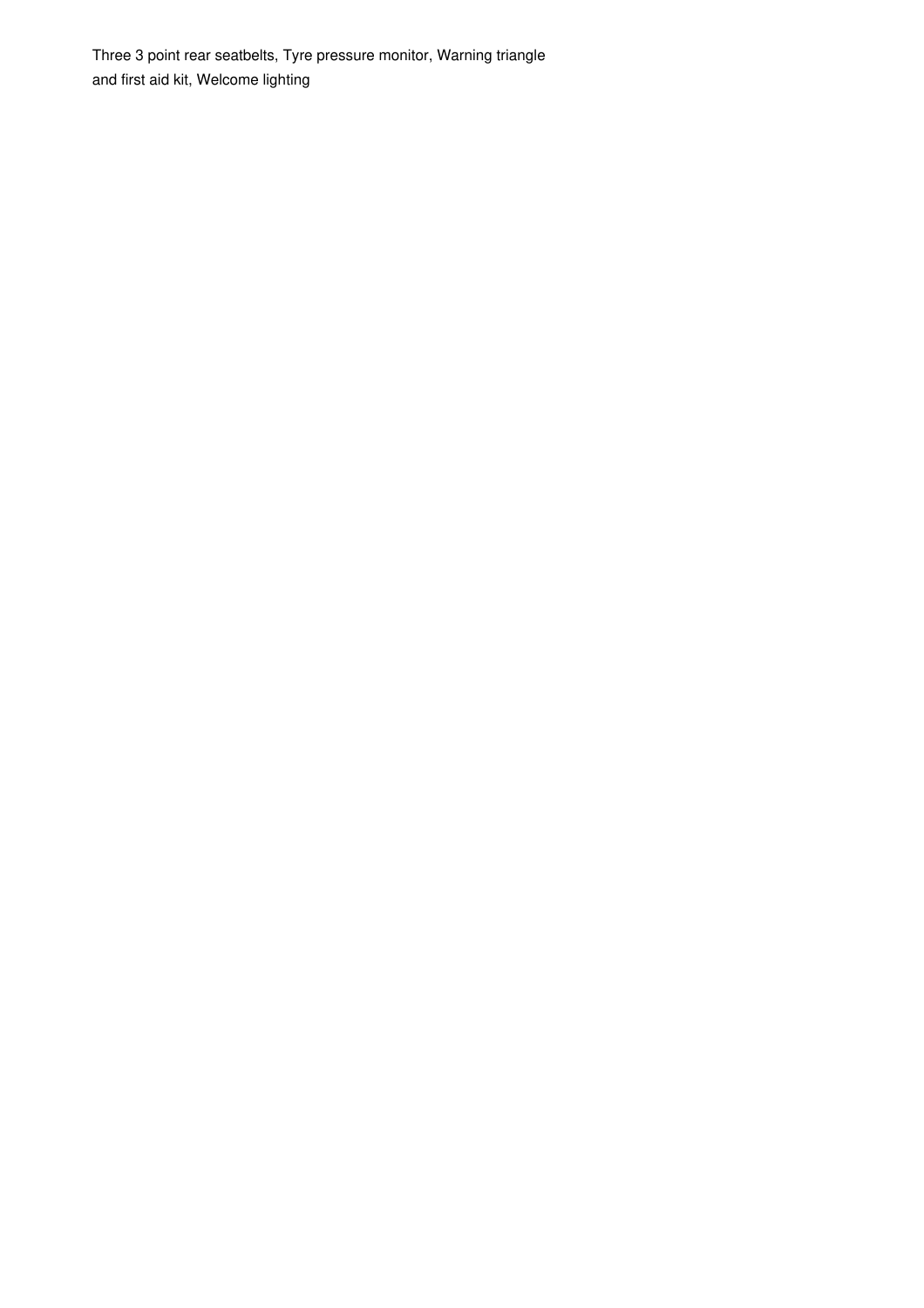Three 3 point rear seatbelts, Tyre pressure monitor, Warning triangle and first aid kit, Welcome lighting